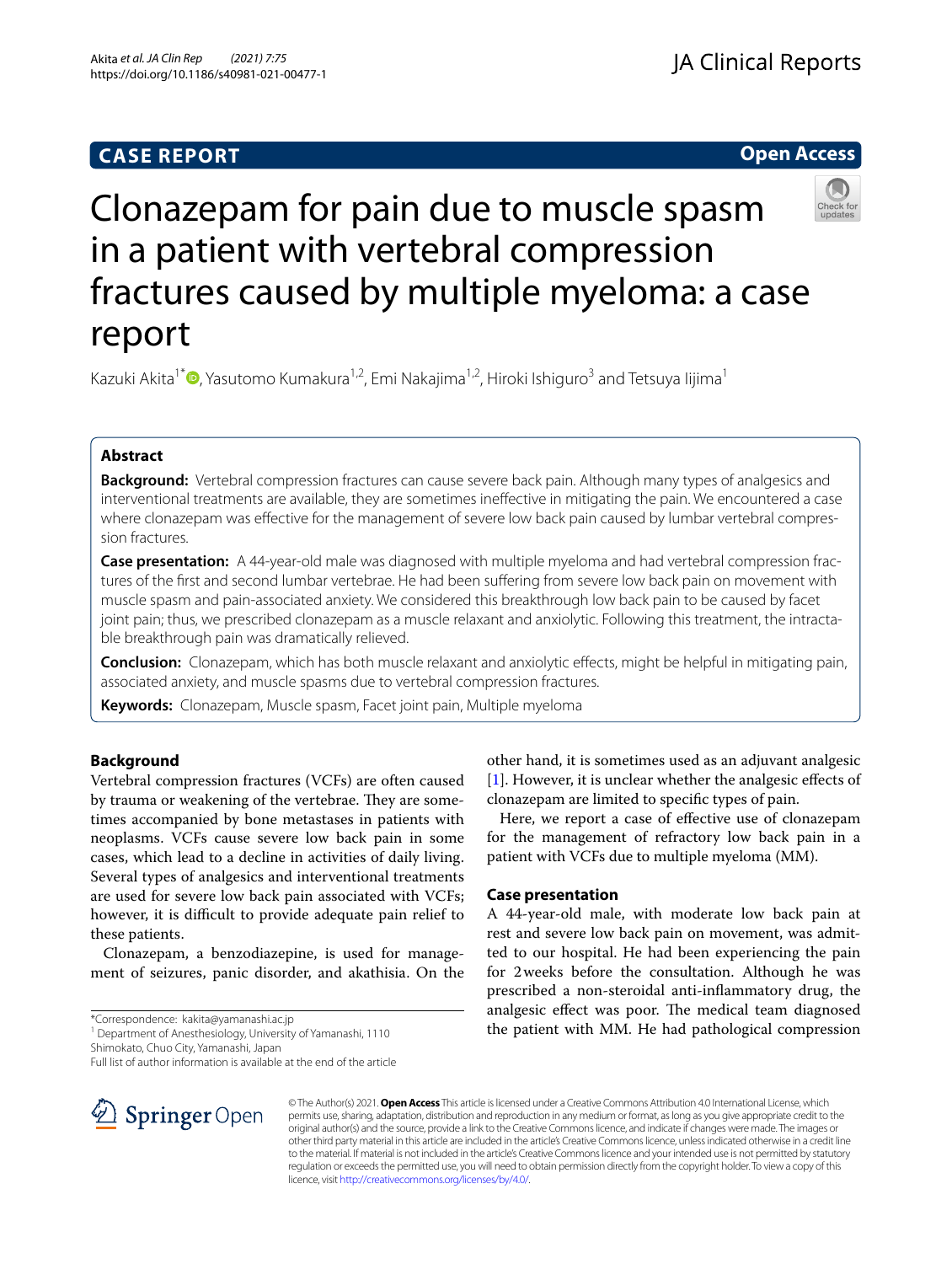**CASE REPORT** **Open Access**

# Clonazepam for pain due to muscle spasm in a patient with vertebral compression fractures caused by multiple myeloma: a case report

Kazuki Akita[1*], Yasutomo Kumakura[1,2], Emi Nakajima[1,2], Hiroki Ishiguro[3] and Tetsuya Iijima[1]

## Abstract

**Background:** Vertebral compression fractures can cause severe back pain. Although many types of analgesics and interventional treatments are available, they are sometimes ineffective in mitigating the pain. We encountered a case where clonazepam was effective for the management of severe low back pain caused by lumbar vertebral compression fractures.

**Case presentation:** A 44-year-old male was diagnosed with multiple myeloma and had vertebral compression fractures of the first and second lumbar vertebrae. He had been suffering from severe low back pain on movement with muscle spasm and pain-associated anxiety. We considered this breakthrough low back pain to be caused by facet joint pain; thus, we prescribed clonazepam as a muscle relaxant and anxiolytic. Following this treatment, the intractable breakthrough pain was dramatically relieved.

**Conclusion:** Clonazepam, which has both muscle relaxant and anxiolytic effects, might be helpful in mitigating pain, associated anxiety, and muscle spasms due to vertebral compression fractures.

**Keywords:** Clonazepam, Muscle spasm, Facet joint pain, Multiple myeloma

## Background

Vertebral compression fractures (VCFs) are often caused by trauma or weakening of the vertebrae. They are sometimes accompanied by bone metastases in patients with neoplasms. VCFs cause severe low back pain in some cases, which lead to a decline in activities of daily living. Several types of analgesics and interventional treatments are used for severe low back pain associated with VCFs; however, it is difficult to provide adequate pain relief to these patients.

Clonazepam, a benzodiazepine, is used for management of seizures, panic disorder, and akathisia. On the other hand, it is sometimes used as an adjuvant analgesic [1]. However, it is unclear whether the analgesic effects of clonazepam are limited to specific types of pain.

Here, we report a case of effective use of clonazepam for the management of refractory low back pain in a patient with VCFs due to multiple myeloma (MM).

## Case presentation

A 44-year-old male, with moderate low back pain at rest and severe low back pain on movement, was admitted to our hospital. He had been experiencing the pain for 2 weeks before the consultation. Although he was prescribed a non-steroidal anti-inflammatory drug, the analgesic effect was poor. The medical team diagnosed the patient with MM. He had pathological compression

*Correspondence: kakita@yamanashi.ac.jp
[1] Department of Anesthesiology, University of Yamanashi, 1110 Shimokato, Chuo City, Yamanashi, Japan
Full list of author information is available at the end of the article

© The Author(s) 2021. **Open Access** This article is licensed under a Creative Commons Attribution 4.0 International License, which permits use, sharing, adaptation, distribution and reproduction in any medium or format, as long as you give appropriate credit to the original author(s) and the source, provide a link to the Creative Commons licence, and indicate if changes were made. The images or other third party material in this article are included in the article's Creative Commons licence, unless indicated otherwise in a credit line to the material. If material is not included in the article's Creative Commons licence and your intended use is not permitted by statutory regulation or exceeds the permitted use, you will need to obtain permission directly from the copyright holder. To view a copy of this licence, visit http://creativecommons.org/licenses/by/4.0/.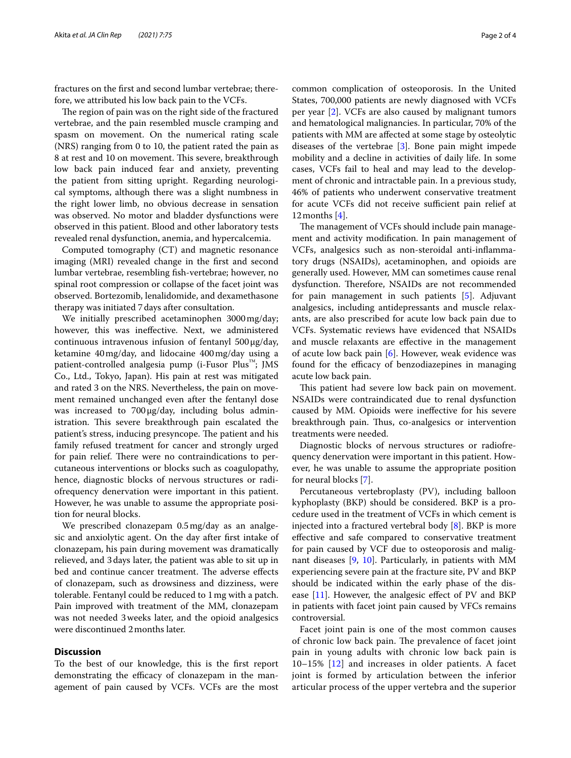fractures on the first and second lumbar vertebrae; therefore, we attributed his low back pain to the VCFs.

The region of pain was on the right side of the fractured vertebrae, and the pain resembled muscle cramping and spasm on movement. On the numerical rating scale (NRS) ranging from 0 to 10, the patient rated the pain as 8 at rest and 10 on movement. This severe, breakthrough low back pain induced fear and anxiety, preventing the patient from sitting upright. Regarding neurological symptoms, although there was a slight numbness in the right lower limb, no obvious decrease in sensation was observed. No motor and bladder dysfunctions were observed in this patient. Blood and other laboratory tests revealed renal dysfunction, anemia, and hypercalcemia.

Computed tomography (CT) and magnetic resonance imaging (MRI) revealed change in the first and second lumbar vertebrae, resembling fish-vertebrae; however, no spinal root compression or collapse of the facet joint was observed. Bortezomib, lenalidomide, and dexamethasone therapy was initiated 7 days after consultation.

We initially prescribed acetaminophen 3000 mg/day; however, this was ineffective. Next, we administered continuous intravenous infusion of fentanyl 500 μg/day, ketamine 40 mg/day, and lidocaine 400 mg/day using a patient-controlled analgesia pump (i-Fusor Plus™; JMS Co., Ltd., Tokyo, Japan). His pain at rest was mitigated and rated 3 on the NRS. Nevertheless, the pain on movement remained unchanged even after the fentanyl dose was increased to 700 μg/day, including bolus administration. This severe breakthrough pain escalated the patient's stress, inducing presyncope. The patient and his family refused treatment for cancer and strongly urged for pain relief. There were no contraindications to percutaneous interventions or blocks such as coagulopathy, hence, diagnostic blocks of nervous structures or radiofrequency denervation were important in this patient. However, he was unable to assume the appropriate position for neural blocks.

We prescribed clonazepam 0.5 mg/day as an analgesic and anxiolytic agent. On the day after first intake of clonazepam, his pain during movement was dramatically relieved, and 3 days later, the patient was able to sit up in bed and continue cancer treatment. The adverse effects of clonazepam, such as drowsiness and dizziness, were tolerable. Fentanyl could be reduced to 1 mg with a patch. Pain improved with treatment of the MM, clonazepam was not needed 3 weeks later, and the opioid analgesics were discontinued 2 months later.

## Discussion

To the best of our knowledge, this is the first report demonstrating the efficacy of clonazepam in the management of pain caused by VCFs. VCFs are the most common complication of osteoporosis. In the United States, 700,000 patients are newly diagnosed with VCFs per year [2]. VCFs are also caused by malignant tumors and hematological malignancies. In particular, 70% of the patients with MM are affected at some stage by osteolytic diseases of the vertebrae [3]. Bone pain might impede mobility and a decline in activities of daily life. In some cases, VCFs fail to heal and may lead to the development of chronic and intractable pain. In a previous study, 46% of patients who underwent conservative treatment for acute VCFs did not receive sufficient pain relief at 12 months [4].

The management of VCFs should include pain management and activity modification. In pain management of VCFs, analgesics such as non-steroidal anti-inflammatory drugs (NSAIDs), acetaminophen, and opioids are generally used. However, MM can sometimes cause renal dysfunction. Therefore, NSAIDs are not recommended for pain management in such patients [5]. Adjuvant analgesics, including antidepressants and muscle relaxants, are also prescribed for acute low back pain due to VCFs. Systematic reviews have evidenced that NSAIDs and muscle relaxants are effective in the management of acute low back pain [6]. However, weak evidence was found for the efficacy of benzodiazepines in managing acute low back pain.

This patient had severe low back pain on movement. NSAIDs were contraindicated due to renal dysfunction caused by MM. Opioids were ineffective for his severe breakthrough pain. Thus, co-analgesics or intervention treatments were needed.

Diagnostic blocks of nervous structures or radiofrequency denervation were important in this patient. However, he was unable to assume the appropriate position for neural blocks [7].

Percutaneous vertebroplasty (PV), including balloon kyphoplasty (BKP) should be considered. BKP is a procedure used in the treatment of VCFs in which cement is injected into a fractured vertebral body [8]. BKP is more effective and safe compared to conservative treatment for pain caused by VCF due to osteoporosis and malignant diseases [9, 10]. Particularly, in patients with MM experiencing severe pain at the fracture site, PV and BKP should be indicated within the early phase of the disease [11]. However, the analgesic effect of PV and BKP in patients with facet joint pain caused by VFCs remains controversial.

Facet joint pain is one of the most common causes of chronic low back pain. The prevalence of facet joint pain in young adults with chronic low back pain is 10–15% [12] and increases in older patients. A facet joint is formed by articulation between the inferior articular process of the upper vertebra and the superior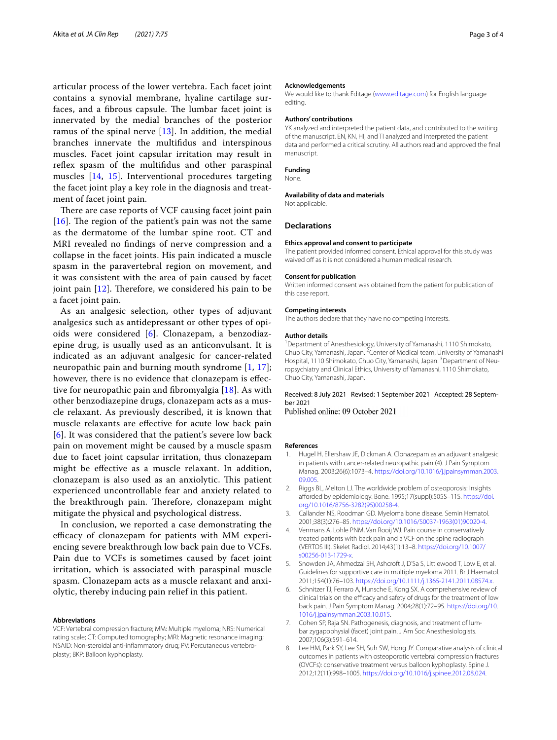articular process of the lower vertebra. Each facet joint contains a synovial membrane, hyaline cartilage surfaces, and a fibrous capsule. The lumbar facet joint is innervated by the medial branches of the posterior ramus of the spinal nerve [13]. In addition, the medial branches innervate the multifidus and interspinous muscles. Facet joint capsular irritation may result in reflex spasm of the multifidus and other paraspinal muscles [14, 15]. Interventional procedures targeting the facet joint play a key role in the diagnosis and treatment of facet joint pain.

There are case reports of VCF causing facet joint pain [16]. The region of the patient's pain was not the same as the dermatome of the lumbar spine root. CT and MRI revealed no findings of nerve compression and a collapse in the facet joints. His pain indicated a muscle spasm in the paravertebral region on movement, and it was consistent with the area of pain caused by facet joint pain [12]. Therefore, we considered his pain to be a facet joint pain.

As an analgesic selection, other types of adjuvant analgesics such as antidepressant or other types of opioids were considered [6]. Clonazepam, a benzodiazepine drug, is usually used as an anticonvulsant. It is indicated as an adjuvant analgesic for cancer-related neuropathic pain and burning mouth syndrome [1, 17]; however, there is no evidence that clonazepam is effective for neuropathic pain and fibromyalgia [18]. As with other benzodiazepine drugs, clonazepam acts as a muscle relaxant. As previously described, it is known that muscle relaxants are effective for acute low back pain [6]. It was considered that the patient's severe low back pain on movement might be caused by a muscle spasm due to facet joint capsular irritation, thus clonazepam might be effective as a muscle relaxant. In addition, clonazepam is also used as an anxiolytic. This patient experienced uncontrollable fear and anxiety related to the breakthrough pain. Therefore, clonazepam might mitigate the physical and psychological distress.

In conclusion, we reported a case demonstrating the efficacy of clonazepam for patients with MM experiencing severe breakthrough low back pain due to VCFs. Pain due to VCFs is sometimes caused by facet joint irritation, which is associated with paraspinal muscle spasm. Clonazepam acts as a muscle relaxant and anxiolytic, thereby inducing pain relief in this patient.

#### Abbreviations

VCF: Vertebral compression fracture; MM: Multiple myeloma; NRS: Numerical rating scale; CT: Computed tomography; MRI: Magnetic resonance imaging; NSAID: Non-steroidal anti-inflammatory drug; PV: Percutaneous vertebroplasty; BKP: Balloon kyphoplasty.

#### Acknowledgements

We would like to thank Editage (www.editage.com) for English language editing.

#### Authors' contributions

YK analyzed and interpreted the patient data, and contributed to the writing of the manuscript. EN, KN, HI, and TI analyzed and interpreted the patient data and performed a critical scrutiny. All authors read and approved the final manuscript.

#### Funding

None.

#### Availability of data and materials

Not applicable.

## Declarations

#### Ethics approval and consent to participate

The patient provided informed consent. Ethical approval for this study was waived off as it is not considered a human medical research.

#### Consent for publication

Written informed consent was obtained from the patient for publication of this case report.

#### Competing interests

The authors declare that they have no competing interests.

#### Author details

[1]Department of Anesthesiology, University of Yamanashi, 1110 Shimokato, Chuo City, Yamanashi, Japan. [2]Center of Medical team, University of Yamanashi Hospital, 1110 Shimokato, Chuo City, Yamanashi, Japan. [3]Department of Neuropsychiatry and Clinical Ethics, University of Yamanashi, 1110 Shimokato, Chuo City, Yamanashi, Japan.

Received: 8 July 2021 Revised: 1 September 2021 Accepted: 28 September 2021
Published online: 09 October 2021

#### References

1. Hugel H, Ellershaw JE, Dickman A. Clonazepam as an adjuvant analgesic in patients with cancer-related neuropathic pain (4). J Pain Symptom Manag. 2003;26(6):1073–4. https://doi.org/10.1016/j.jpainsymman.2003.09.005.
2. Riggs BL, Melton LJ. The worldwide problem of osteoporosis: Insights afforded by epidemiology. Bone. 1995;17(suppl):505S–11S. https://doi.org/10.1016/8756-3282(95)00258-4.
3. Callander NS, Roodman GD. Myeloma bone disease. Semin Hematol. 2001;38(3):276–85. https://doi.org/10.1016/S0037-1963(01)90020-4.
4. Venmans A, Lohle PNM, Van Rooij WJ. Pain course in conservatively treated patients with back pain and a VCF on the spine radiograph (VERTOS III). Skelet Radiol. 2014;43(1):13–8. https://doi.org/10.1007/s00256-013-1729-x.
5. Snowden JA, Ahmedzai SH, Ashcroft J, D'Sa S, Littlewood T, Low E, et al. Guidelines for supportive care in multiple myeloma 2011. Br J Haematol. 2011;154(1):76–103. https://doi.org/10.1111/j.1365-2141.2011.08574.x.
6. Schnitzer TJ, Ferraro A, Hunsche E, Kong SX. A comprehensive review of clinical trials on the efficacy and safety of drugs for the treatment of low back pain. J Pain Symptom Manag. 2004;28(1):72–95. https://doi.org/10.1016/j.jpainsymman.2003.10.015.
7. Cohen SP, Raja SN. Pathogenesis, diagnosis, and treatment of lumbar zygapophysial (facet) joint pain. J Am Soc Anesthesiologists. 2007;106(3):591–614.
8. Lee HM, Park SY, Lee SH, Suh SW, Hong JY. Comparative analysis of clinical outcomes in patients with osteoporotic vertebral compression fractures (OVCFs): conservative treatment versus balloon kyphoplasty. Spine J. 2012;12(11):998–1005. https://doi.org/10.1016/j.spinee.2012.08.024.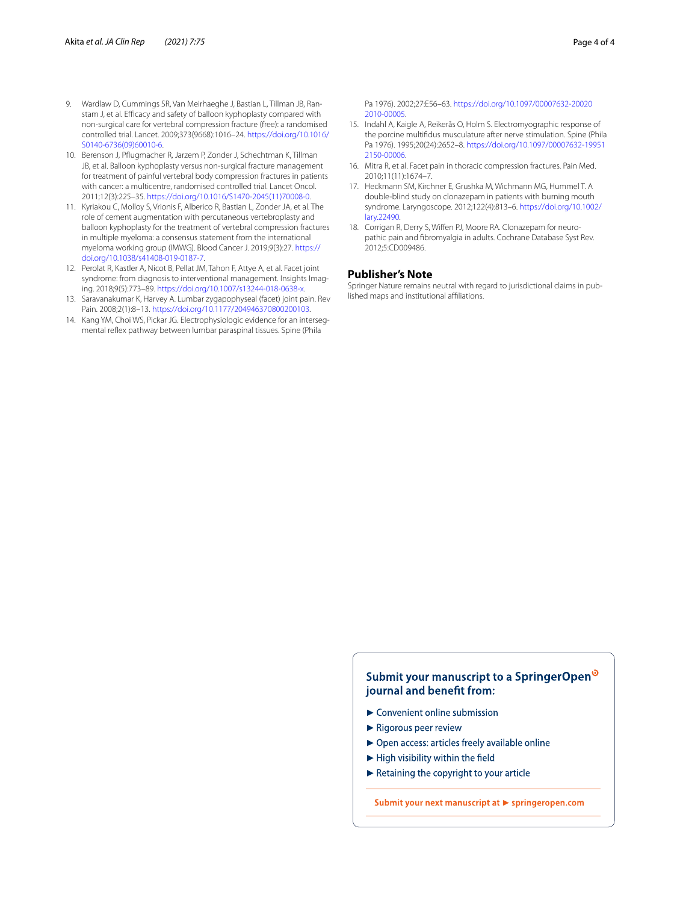9. Wardlaw D, Cummings SR, Van Meirhaeghe J, Bastian L, Tillman JB, Ranstam J, et al. Efficacy and safety of balloon kyphoplasty compared with non-surgical care for vertebral compression fracture (free): a randomised controlled trial. Lancet. 2009;373(9668):1016–24. https://doi.org/10.1016/S0140-6736(09)60010-6.
10. Berenson J, Pflugmacher R, Jarzem P, Zonder J, Schechtman K, Tillman JB, et al. Balloon kyphoplasty versus non-surgical fracture management for treatment of painful vertebral body compression fractures in patients with cancer: a multicentre, randomised controlled trial. Lancet Oncol. 2011;12(3):225–35. https://doi.org/10.1016/S1470-2045(11)70008-0.
11. Kyriakou C, Molloy S, Vrionis F, Alberico R, Bastian L, Zonder JA, et al. The role of cement augmentation with percutaneous vertebroplasty and balloon kyphoplasty for the treatment of vertebral compression fractures in multiple myeloma: a consensus statement from the international myeloma working group (IMWG). Blood Cancer J. 2019;9(3):27. https://doi.org/10.1038/s41408-019-0187-7.
12. Perolat R, Kastler A, Nicot B, Pellat JM, Tahon F, Attye A, et al. Facet joint syndrome: from diagnosis to interventional management. Insights Imaging. 2018;9(5):773–89. https://doi.org/10.1007/s13244-018-0638-x.
13. Saravanakumar K, Harvey A. Lumbar zygapophyseal (facet) joint pain. Rev Pain. 2008;2(1):8–13. https://doi.org/10.1177/204946370800200103.
14. Kang YM, Choi WS, Pickar JG. Electrophysiologic evidence for an intersegmental reflex pathway between lumbar paraspinal tissues. Spine (Phila Pa 1976). 2002;27:E56–63. https://doi.org/10.1097/00007632-200202010-00005.
15. Indahl A, Kaigle A, Reikerås O, Holm S. Electromyographic response of the porcine multifidus musculature after nerve stimulation. Spine (Phila Pa 1976). 1995;20(24):2652–8. https://doi.org/10.1097/00007632-199512150-00006.
16. Mitra R, et al. Facet pain in thoracic compression fractures. Pain Med. 2010;11(11):1674–7.
17. Heckmann SM, Kirchner E, Grushka M, Wichmann MG, Hummel T. A double-blind study on clonazepam in patients with burning mouth syndrome. Laryngoscope. 2012;122(4):813–6. https://doi.org/10.1002/lary.22490.
18. Corrigan R, Derry S, Wiffen PJ, Moore RA. Clonazepam for neuropathic pain and fibromyalgia in adults. Cochrane Database Syst Rev. 2012;5:CD009486.

## Publisher's Note

Springer Nature remains neutral with regard to jurisdictional claims in published maps and institutional affiliations.